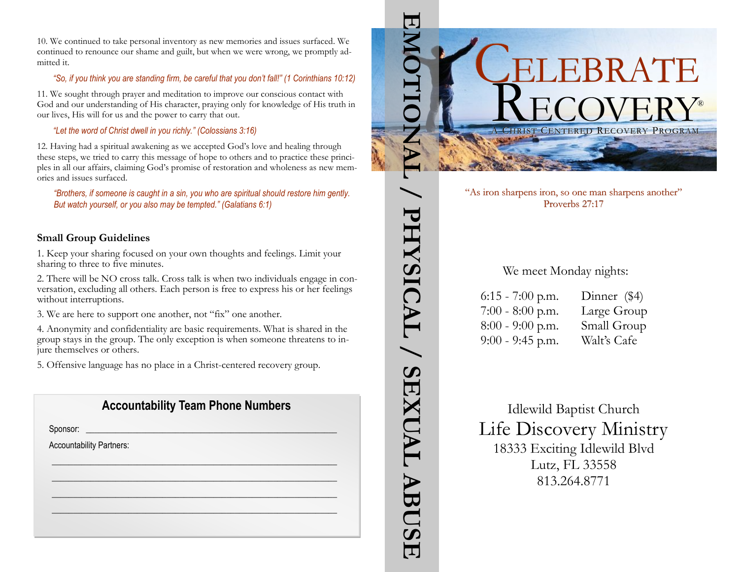10. We continued to take personal inventory as new memories and issues surfaced. We continued to renounce our shame and guilt, but when we were wrong, we promptly admitted it.

> *"So, if you think you are standing firm, be careful that you don't fall!" (1 Corinthians 10:12)*

11. We sought through prayer and meditation to improve our conscious contact with God and our understanding of His character, praying only for knowledge of His truth in our lives, His will for us and the power to carry that out.

> *"Let the word of Christ dwell in you richly." (Colossians 3:16)*

12. Having had a spiritual awakening as we accepted God's love and healing through these steps, we tried to carry this message of hope to others and to practice these principles in all our affairs, claiming God's promise of restoration and wholeness as new memories and issues surfaced.

> *"Brothers, if someone is caught in a sin, you who are spiritual should restore him gently. But watch yourself, or you also may be tempted." (Galatians 6:1)*

**Small Group Guidelines**

1. Keep your sharing focused on your own thoughts and feelings. Limit your sharing to three to five minutes.
2. There will be NO cross talk. Cross talk is when two individuals engage in conversation, excluding all others. Each person is free to express his or her feelings without interruptions.
3. We are here to support one another, not "fix" one another.
4. Anonymity and confidentiality are basic requirements. What is shared in the group stays in the group. The only exception is when someone threatens to injure themselves or others.
5. Offensive language has no place in a Christ-centered recovery group.

**Accountability Team Phone Numbers**

Sponsor: ______________________________________________

Accountability Partners:

______________________________________________

______________________________________________

______________________________________________

______________________________________________

# EMOTIONAL / PHYSICAL / SEXUAL ABUSE

# CELEBRATE RECOVERY®

A Christ-Centered Recovery Program

"As iron sharpens iron, so one man sharpens another"
Proverbs 27:17

We meet Monday nights:

| | |
|---|---|
| 6:15 - 7:00 p.m. | Dinner ($4) |
| 7:00 - 8:00 p.m. | Large Group |
| 8:00 - 9:00 p.m. | Small Group |
| 9:00 - 9:45 p.m. | Walt's Cafe |

Idlewild Baptist Church
Life Discovery Ministry
18333 Exciting Idlewild Blvd
Lutz, FL 33558
813.264.8771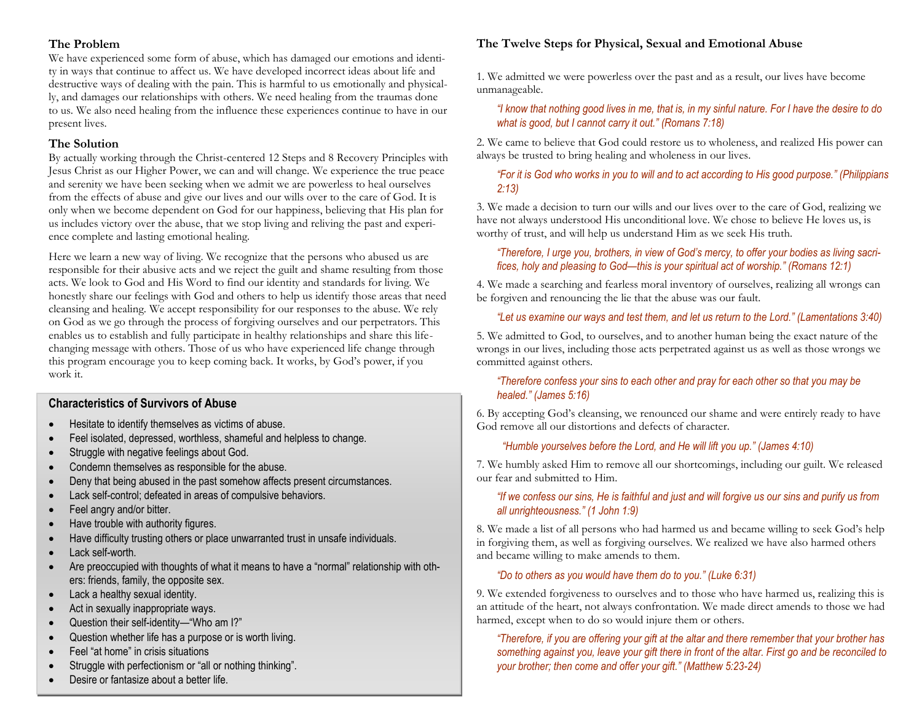## The Problem

We have experienced some form of abuse, which has damaged our emotions and identity in ways that continue to affect us. We have developed incorrect ideas about life and destructive ways of dealing with the pain. This is harmful to us emotionally and physically, and damages our relationships with others. We need healing from the traumas done to us. We also need healing from the influence these experiences continue to have in our present lives.

## The Solution

By actually working through the Christ-centered 12 Steps and 8 Recovery Principles with Jesus Christ as our Higher Power, we can and will change. We experience the true peace and serenity we have been seeking when we admit we are powerless to heal ourselves from the effects of abuse and give our lives and our wills over to the care of God. It is only when we become dependent on God for our happiness, believing that His plan for us includes victory over the abuse, that we stop living and reliving the past and experience complete and lasting emotional healing.

Here we learn a new way of living. We recognize that the persons who abused us are responsible for their abusive acts and we reject the guilt and shame resulting from those acts. We look to God and His Word to find our identity and standards for living. We honestly share our feelings with God and others to help us identify those areas that need cleansing and healing. We accept responsibility for our responses to the abuse. We rely on God as we go through the process of forgiving ourselves and our perpetrators. This enables us to establish and fully participate in healthy relationships and share this life-changing message with others. Those of us who have experienced life change through this program encourage you to keep coming back. It works, by God's power, if you work it.

### Characteristics of Survivors of Abuse

- Hesitate to identify themselves as victims of abuse.
- Feel isolated, depressed, worthless, shameful and helpless to change.
- Struggle with negative feelings about God.
- Condemn themselves as responsible for the abuse.
- Deny that being abused in the past somehow affects present circumstances.
- Lack self-control; defeated in areas of compulsive behaviors.
- Feel angry and/or bitter.
- Have trouble with authority figures.
- Have difficulty trusting others or place unwarranted trust in unsafe individuals.
- Lack self-worth.
- Are preoccupied with thoughts of what it means to have a "normal" relationship with others: friends, family, the opposite sex.
- Lack a healthy sexual identity.
- Act in sexually inappropriate ways.
- Question their self-identity—"Who am I?"
- Question whether life has a purpose or is worth living.
- Feel "at home" in crisis situations
- Struggle with perfectionism or "all or nothing thinking".
- Desire or fantasize about a better life.

## The Twelve Steps for Physical, Sexual and Emotional Abuse

1. We admitted we were powerless over the past and as a result, our lives have become unmanageable.

   *"I know that nothing good lives in me, that is, in my sinful nature. For I have the desire to do what is good, but I cannot carry it out." (Romans 7:18)*

2. We came to believe that God could restore us to wholeness, and realized His power can always be trusted to bring healing and wholeness in our lives.

   *"For it is God who works in you to will and to act according to His good purpose." (Philippians 2:13)*

3. We made a decision to turn our wills and our lives over to the care of God, realizing we have not always understood His unconditional love. We chose to believe He loves us, is worthy of trust, and will help us understand Him as we seek His truth.

   *"Therefore, I urge you, brothers, in view of God's mercy, to offer your bodies as living sacrifices, holy and pleasing to God—this is your spiritual act of worship." (Romans 12:1)*

4. We made a searching and fearless moral inventory of ourselves, realizing all wrongs can be forgiven and renouncing the lie that the abuse was our fault.

   *"Let us examine our ways and test them, and let us return to the Lord." (Lamentations 3:40)*

5. We admitted to God, to ourselves, and to another human being the exact nature of the wrongs in our lives, including those acts perpetrated against us as well as those wrongs we committed against others.

   *"Therefore confess your sins to each other and pray for each other so that you may be healed." (James 5:16)*

6. By accepting God's cleansing, we renounced our shame and were entirely ready to have God remove all our distortions and defects of character.

   *"Humble yourselves before the Lord, and He will lift you up." (James 4:10)*

7. We humbly asked Him to remove all our shortcomings, including our guilt. We released our fear and submitted to Him.

   *"If we confess our sins, He is faithful and just and will forgive us our sins and purify us from all unrighteousness." (1 John 1:9)*

8. We made a list of all persons who had harmed us and became willing to seek God's help in forgiving them, as well as forgiving ourselves. We realized we have also harmed others and became willing to make amends to them.

   *"Do to others as you would have them do to you." (Luke 6:31)*

9. We extended forgiveness to ourselves and to those who have harmed us, realizing this is an attitude of the heart, not always confrontation. We made direct amends to those we had harmed, except when to do so would injure them or others.

   *"Therefore, if you are offering your gift at the altar and there remember that your brother has something against you, leave your gift there in front of the altar. First go and be reconciled to your brother; then come and offer your gift." (Matthew 5:23-24)*